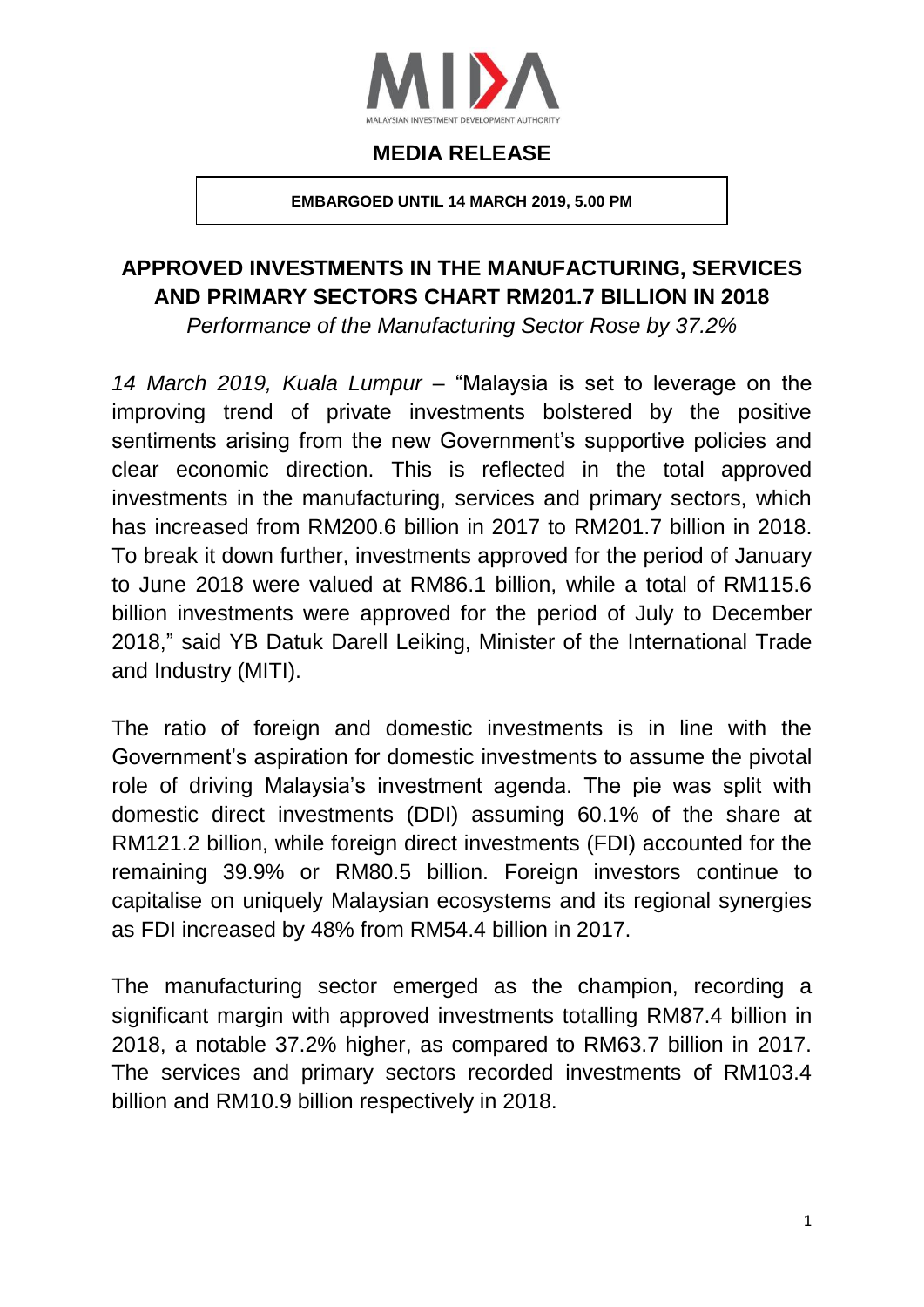MALAYSIAN INVESTMENT DEVELOPMENT AUTHORITY

**MEDIA RELEASE**

**EMBARGOED UNTIL 14 MARCH 2019, 5.00 PM**

# APPROVED INVESTMENTS IN THE MANUFACTURING, SERVICES AND PRIMARY SECTORS CHART RM201.7 BILLION IN 2018

*Performance of the Manufacturing Sector Rose by 37.2%*

*14 March 2019, Kuala Lumpur* – "Malaysia is set to leverage on the improving trend of private investments bolstered by the positive sentiments arising from the new Government's supportive policies and clear economic direction. This is reflected in the total approved investments in the manufacturing, services and primary sectors, which has increased from RM200.6 billion in 2017 to RM201.7 billion in 2018. To break it down further, investments approved for the period of January to June 2018 were valued at RM86.1 billion, while a total of RM115.6 billion investments were approved for the period of July to December 2018," said YB Datuk Darell Leiking, Minister of the International Trade and Industry (MITI).

The ratio of foreign and domestic investments is in line with the Government's aspiration for domestic investments to assume the pivotal role of driving Malaysia's investment agenda. The pie was split with domestic direct investments (DDI) assuming 60.1% of the share at RM121.2 billion, while foreign direct investments (FDI) accounted for the remaining 39.9% or RM80.5 billion. Foreign investors continue to capitalise on uniquely Malaysian ecosystems and its regional synergies as FDI increased by 48% from RM54.4 billion in 2017.

The manufacturing sector emerged as the champion, recording a significant margin with approved investments totalling RM87.4 billion in 2018, a notable 37.2% higher, as compared to RM63.7 billion in 2017. The services and primary sectors recorded investments of RM103.4 billion and RM10.9 billion respectively in 2018.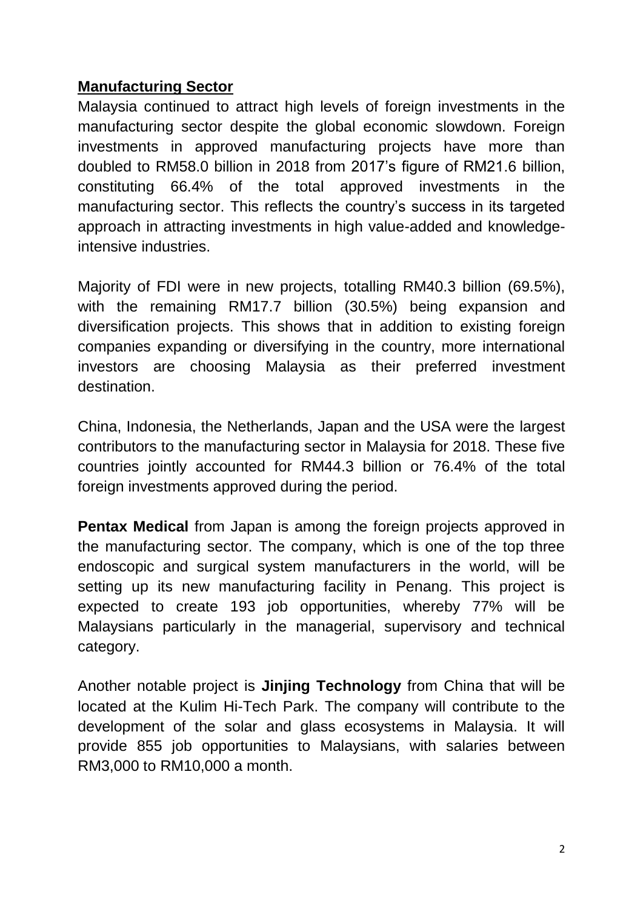**Manufacturing Sector**

Malaysia continued to attract high levels of foreign investments in the manufacturing sector despite the global economic slowdown. Foreign investments in approved manufacturing projects have more than doubled to RM58.0 billion in 2018 from 2017's figure of RM21.6 billion, constituting 66.4% of the total approved investments in the manufacturing sector. This reflects the country's success in its targeted approach in attracting investments in high value-added and knowledge-intensive industries.

Majority of FDI were in new projects, totalling RM40.3 billion (69.5%), with the remaining RM17.7 billion (30.5%) being expansion and diversification projects. This shows that in addition to existing foreign companies expanding or diversifying in the country, more international investors are choosing Malaysia as their preferred investment destination.

China, Indonesia, the Netherlands, Japan and the USA were the largest contributors to the manufacturing sector in Malaysia for 2018. These five countries jointly accounted for RM44.3 billion or 76.4% of the total foreign investments approved during the period.

**Pentax Medical** from Japan is among the foreign projects approved in the manufacturing sector. The company, which is one of the top three endoscopic and surgical system manufacturers in the world, will be setting up its new manufacturing facility in Penang. This project is expected to create 193 job opportunities, whereby 77% will be Malaysians particularly in the managerial, supervisory and technical category.

Another notable project is **Jinjing Technology** from China that will be located at the Kulim Hi-Tech Park. The company will contribute to the development of the solar and glass ecosystems in Malaysia. It will provide 855 job opportunities to Malaysians, with salaries between RM3,000 to RM10,000 a month.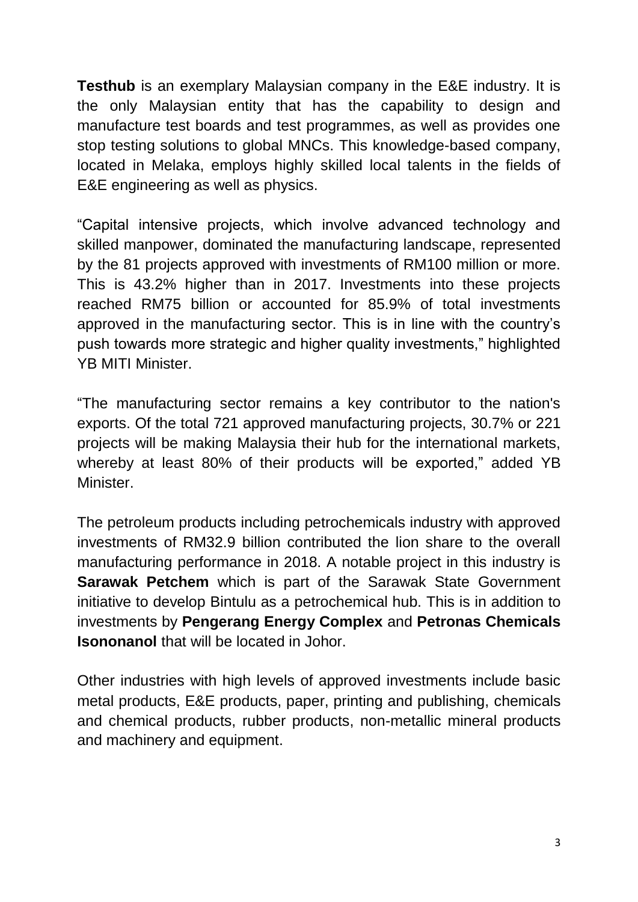**Testhub** is an exemplary Malaysian company in the E&E industry. It is the only Malaysian entity that has the capability to design and manufacture test boards and test programmes, as well as provides one stop testing solutions to global MNCs. This knowledge-based company, located in Melaka, employs highly skilled local talents in the fields of E&E engineering as well as physics.

"Capital intensive projects, which involve advanced technology and skilled manpower, dominated the manufacturing landscape, represented by the 81 projects approved with investments of RM100 million or more. This is 43.2% higher than in 2017. Investments into these projects reached RM75 billion or accounted for 85.9% of total investments approved in the manufacturing sector. This is in line with the country's push towards more strategic and higher quality investments," highlighted YB MITI Minister.

"The manufacturing sector remains a key contributor to the nation's exports. Of the total 721 approved manufacturing projects, 30.7% or 221 projects will be making Malaysia their hub for the international markets, whereby at least 80% of their products will be exported," added YB Minister.

The petroleum products including petrochemicals industry with approved investments of RM32.9 billion contributed the lion share to the overall manufacturing performance in 2018. A notable project in this industry is **Sarawak Petchem** which is part of the Sarawak State Government initiative to develop Bintulu as a petrochemical hub. This is in addition to investments by **Pengerang Energy Complex** and **Petronas Chemicals Isononanol** that will be located in Johor.

Other industries with high levels of approved investments include basic metal products, E&E products, paper, printing and publishing, chemicals and chemical products, rubber products, non-metallic mineral products and machinery and equipment.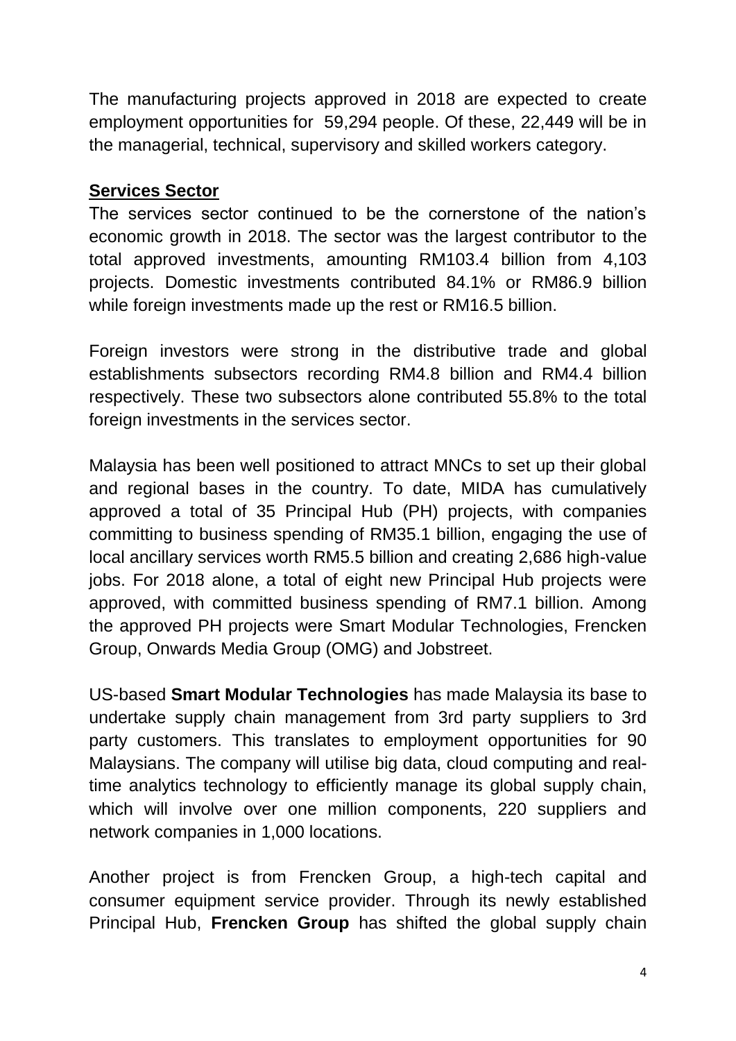The manufacturing projects approved in 2018 are expected to create employment opportunities for 59,294 people. Of these, 22,449 will be in the managerial, technical, supervisory and skilled workers category.

**Services Sector**

The services sector continued to be the cornerstone of the nation's economic growth in 2018. The sector was the largest contributor to the total approved investments, amounting RM103.4 billion from 4,103 projects. Domestic investments contributed 84.1% or RM86.9 billion while foreign investments made up the rest or RM16.5 billion.

Foreign investors were strong in the distributive trade and global establishments subsectors recording RM4.8 billion and RM4.4 billion respectively. These two subsectors alone contributed 55.8% to the total foreign investments in the services sector.

Malaysia has been well positioned to attract MNCs to set up their global and regional bases in the country. To date, MIDA has cumulatively approved a total of 35 Principal Hub (PH) projects, with companies committing to business spending of RM35.1 billion, engaging the use of local ancillary services worth RM5.5 billion and creating 2,686 high-value jobs. For 2018 alone, a total of eight new Principal Hub projects were approved, with committed business spending of RM7.1 billion. Among the approved PH projects were Smart Modular Technologies, Frencken Group, Onwards Media Group (OMG) and Jobstreet.

US-based **Smart Modular Technologies** has made Malaysia its base to undertake supply chain management from 3rd party suppliers to 3rd party customers. This translates to employment opportunities for 90 Malaysians. The company will utilise big data, cloud computing and real-time analytics technology to efficiently manage its global supply chain, which will involve over one million components, 220 suppliers and network companies in 1,000 locations.

Another project is from Frencken Group, a high-tech capital and consumer equipment service provider. Through its newly established Principal Hub, **Frencken Group** has shifted the global supply chain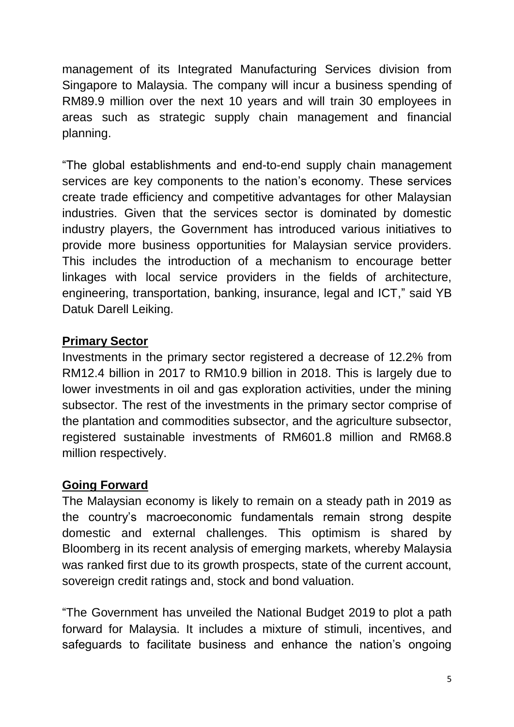management of its Integrated Manufacturing Services division from Singapore to Malaysia. The company will incur a business spending of RM89.9 million over the next 10 years and will train 30 employees in areas such as strategic supply chain management and financial planning.

"The global establishments and end-to-end supply chain management services are key components to the nation's economy. These services create trade efficiency and competitive advantages for other Malaysian industries. Given that the services sector is dominated by domestic industry players, the Government has introduced various initiatives to provide more business opportunities for Malaysian service providers. This includes the introduction of a mechanism to encourage better linkages with local service providers in the fields of architecture, engineering, transportation, banking, insurance, legal and ICT," said YB Datuk Darell Leiking.

**Primary Sector**

Investments in the primary sector registered a decrease of 12.2% from RM12.4 billion in 2017 to RM10.9 billion in 2018. This is largely due to lower investments in oil and gas exploration activities, under the mining subsector. The rest of the investments in the primary sector comprise of the plantation and commodities subsector, and the agriculture subsector, registered sustainable investments of RM601.8 million and RM68.8 million respectively.

**Going Forward**

The Malaysian economy is likely to remain on a steady path in 2019 as the country's macroeconomic fundamentals remain strong despite domestic and external challenges. This optimism is shared by Bloomberg in its recent analysis of emerging markets, whereby Malaysia was ranked first due to its growth prospects, state of the current account, sovereign credit ratings and, stock and bond valuation.

"The Government has unveiled the National Budget 2019 to plot a path forward for Malaysia. It includes a mixture of stimuli, incentives, and safeguards to facilitate business and enhance the nation's ongoing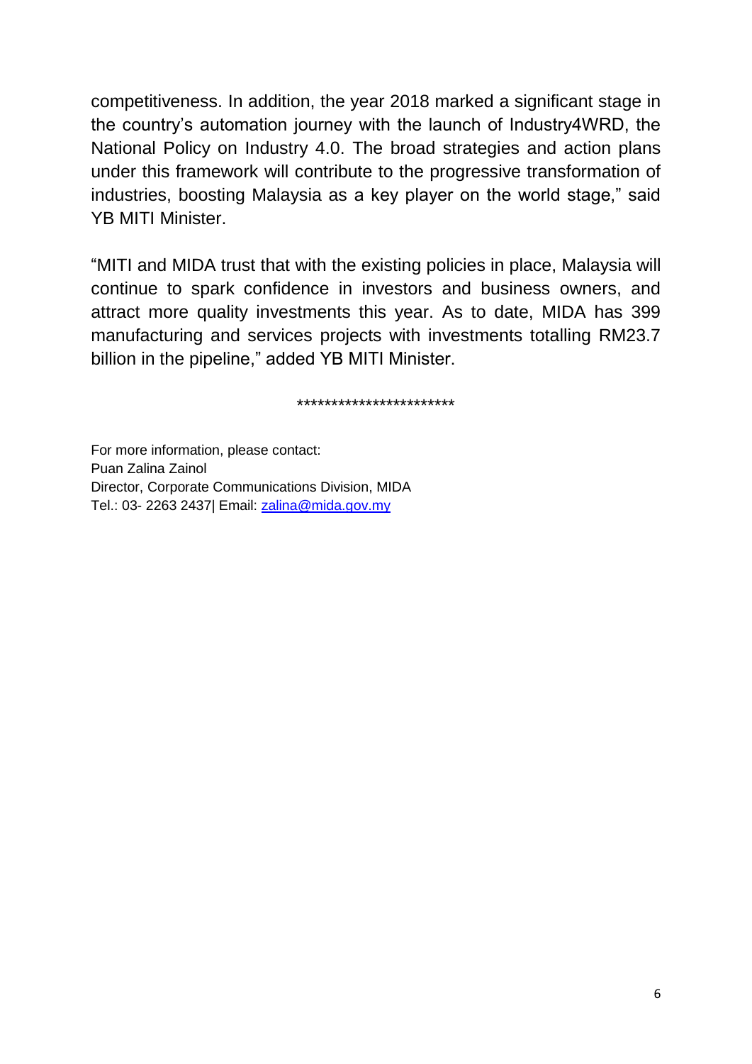competitiveness. In addition, the year 2018 marked a significant stage in the country's automation journey with the launch of Industry4WRD, the National Policy on Industry 4.0. The broad strategies and action plans under this framework will contribute to the progressive transformation of industries, boosting Malaysia as a key player on the world stage," said YB MITI Minister.

"MITI and MIDA trust that with the existing policies in place, Malaysia will continue to spark confidence in investors and business owners, and attract more quality investments this year. As to date, MIDA has 399 manufacturing and services projects with investments totalling RM23.7 billion in the pipeline," added YB MITI Minister.

***********************

For more information, please contact:
Puan Zalina Zainol
Director, Corporate Communications Division, MIDA
Tel.: 03- 2263 2437| Email: zalina@mida.gov.my